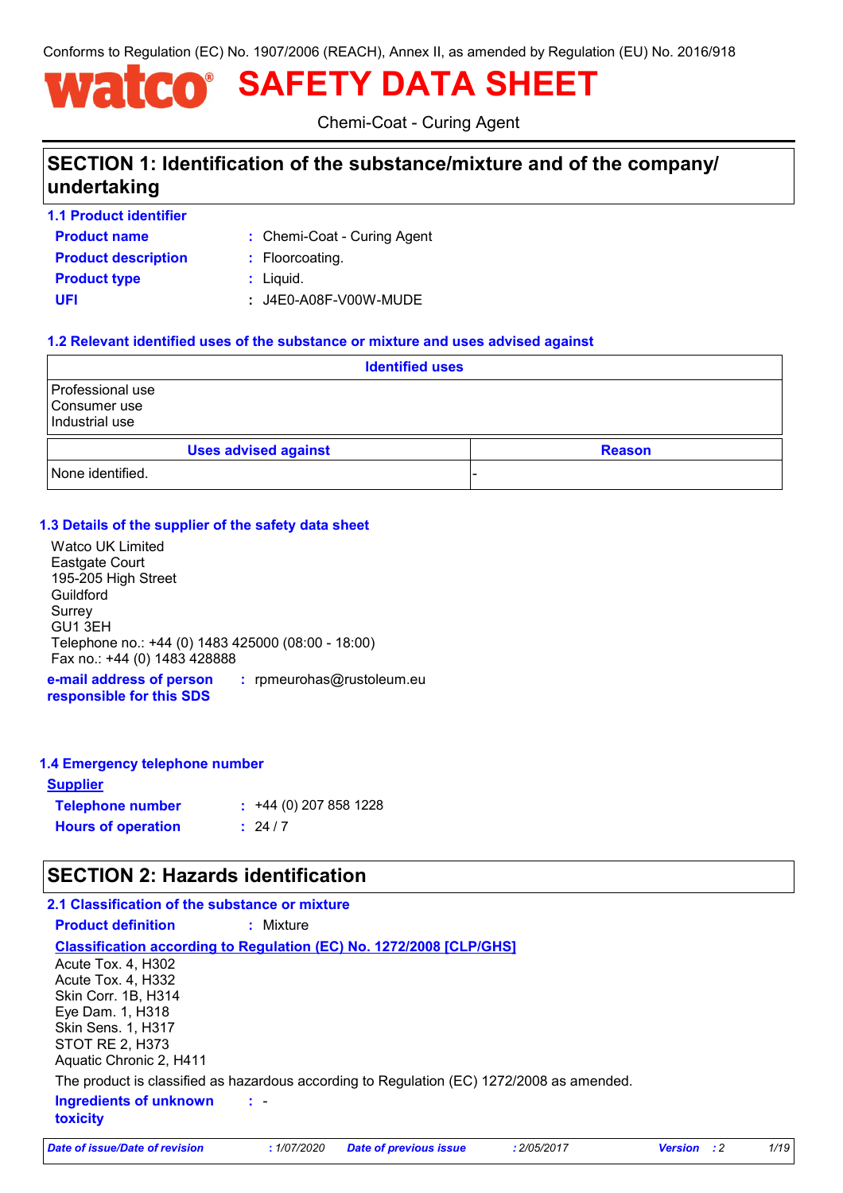Conforms to Regulation (EC) No. 1907/2006 (REACH), Annex II, as amended by Regulation (EU) No. 2016/918

# watco® SAFETY DATA SHEET

Chemi-Coat - Curing Agent

## SECTION 1: Identification of the substance/mixture and of the company/ undertaking

### 1.1 Product identifier

**Product name** : Chemi-Coat - Curing Agent

**Product description** : Floorcoating.

**Product type** : Liquid.

**UFI** : J4E0-A08F-V00W-MUDE

### 1.2 Relevant identified uses of the substance or mixture and uses advised against

| Identified uses |
|---|
| Professional use<br>Consumer use<br>Industrial use |

| Uses advised against | Reason |
|---|---|
| None identified. | - |

### 1.3 Details of the supplier of the safety data sheet

Watco UK Limited
Eastgate Court
195-205 High Street
Guildford
Surrey
GU1 3EH
Telephone no.: +44 (0) 1483 425000 (08:00 - 18:00)
Fax no.: +44 (0) 1483 428888

**e-mail address of person responsible for this SDS** : rpmeurohas@rustoleum.eu

### 1.4 Emergency telephone number

**Supplier**

**Telephone number** : +44 (0) 207 858 1228

**Hours of operation** : 24 / 7

## SECTION 2: Hazards identification

### 2.1 Classification of the substance or mixture

**Product definition** : Mixture

**Classification according to Regulation (EC) No. 1272/2008 [CLP/GHS]**

Acute Tox. 4, H302
Acute Tox. 4, H332
Skin Corr. 1B, H314
Eye Dam. 1, H318
Skin Sens. 1, H317
STOT RE 2, H373
Aquatic Chronic 2, H411

The product is classified as hazardous according to Regulation (EC) 1272/2008 as amended.

**Ingredients of unknown toxicity** : -

| Date of issue/Date of revision | : 1/07/2020 | Date of previous issue | : 2/05/2017 | Version | : 2 |
|---|---|---|---|---|---|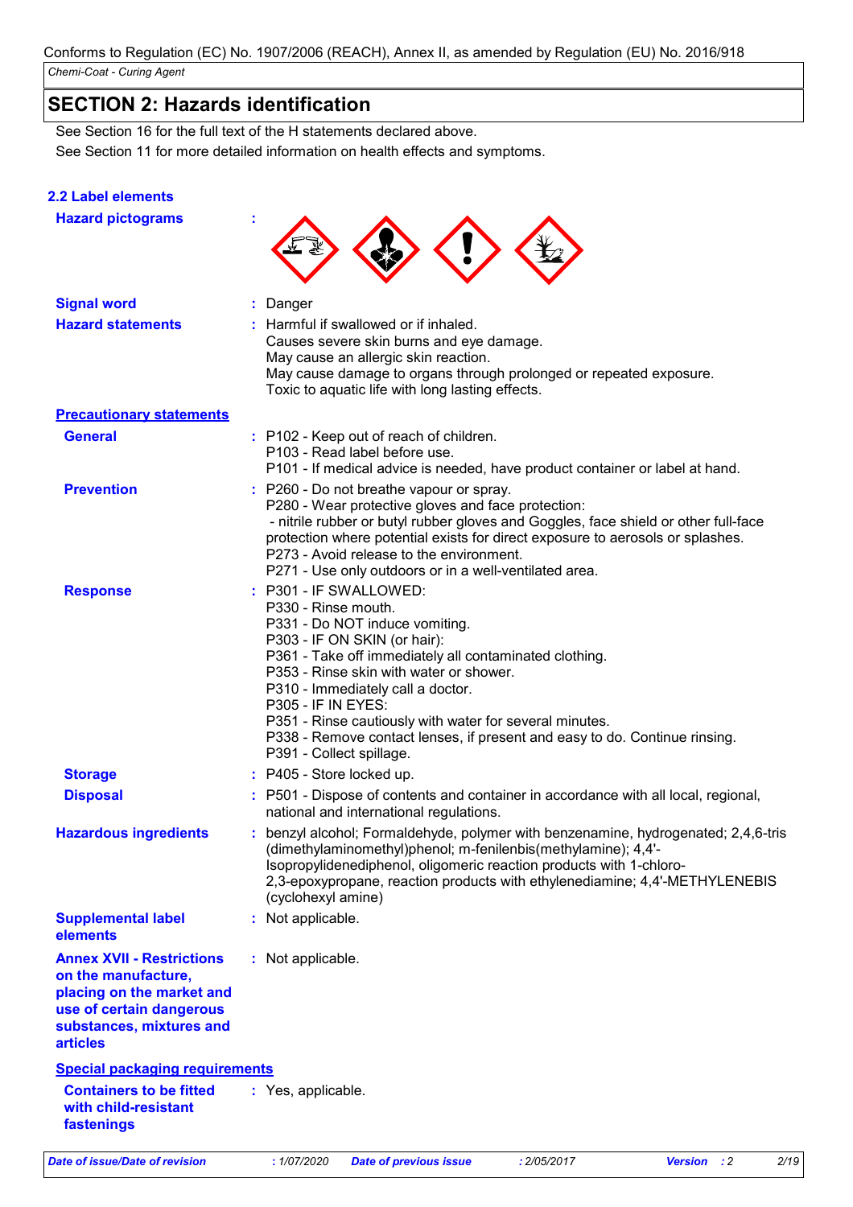Conforms to Regulation (EC) No. 1907/2006 (REACH), Annex II, as amended by Regulation (EU) No. 2016/918

*Chemi-Coat - Curing Agent*

## SECTION 2: Hazards identification

See Section 16 for the full text of the H statements declared above.

See Section 11 for more detailed information on health effects and symptoms.

### 2.2 Label elements

**Hazard pictograms** :

**Signal word** : Danger

**Hazard statements** : Harmful if swallowed or if inhaled.
Causes severe skin burns and eye damage.
May cause an allergic skin reaction.
May cause damage to organs through prolonged or repeated exposure.
Toxic to aquatic life with long lasting effects.

**Precautionary statements**

**General** : P102 - Keep out of reach of children.
P103 - Read label before use.
P101 - If medical advice is needed, have product container or label at hand.

**Prevention** : P260 - Do not breathe vapour or spray.
P280 - Wear protective gloves and face protection:
- nitrile rubber or butyl rubber gloves and Goggles, face shield or other full-face protection where potential exists for direct exposure to aerosols or splashes.
P273 - Avoid release to the environment.
P271 - Use only outdoors or in a well-ventilated area.

**Response** : P301 - IF SWALLOWED:
P330 - Rinse mouth.
P331 - Do NOT induce vomiting.
P303 - IF ON SKIN (or hair):
P361 - Take off immediately all contaminated clothing.
P353 - Rinse skin with water or shower.
P310 - Immediately call a doctor.
P305 - IF IN EYES:
P351 - Rinse cautiously with water for several minutes.
P338 - Remove contact lenses, if present and easy to do. Continue rinsing.
P391 - Collect spillage.

**Storage** : P405 - Store locked up.

**Disposal** : P501 - Dispose of contents and container in accordance with all local, regional, national and international regulations.

**Hazardous ingredients** : benzyl alcohol; Formaldehyde, polymer with benzenamine, hydrogenated; 2,4,6-tris (dimethylaminomethyl)phenol; m-fenilenbis(methylamine); 4,4'-Isopropylidenediphenol, oligomeric reaction products with 1-chloro-2,3-epoxypropane, reaction products with ethylenediamine; 4,4'-METHYLENEBIS (cyclohexyl amine)

**Supplemental label elements** : Not applicable.

**Annex XVII - Restrictions on the manufacture, placing on the market and use of certain dangerous substances, mixtures and articles** : Not applicable.

**Special packaging requirements**

**Containers to be fitted with child-resistant fastenings** : Yes, applicable.

*Date of issue/Date of revision* : 1/07/2020 *Date of previous issue* : 2/05/2017 *Version* : 2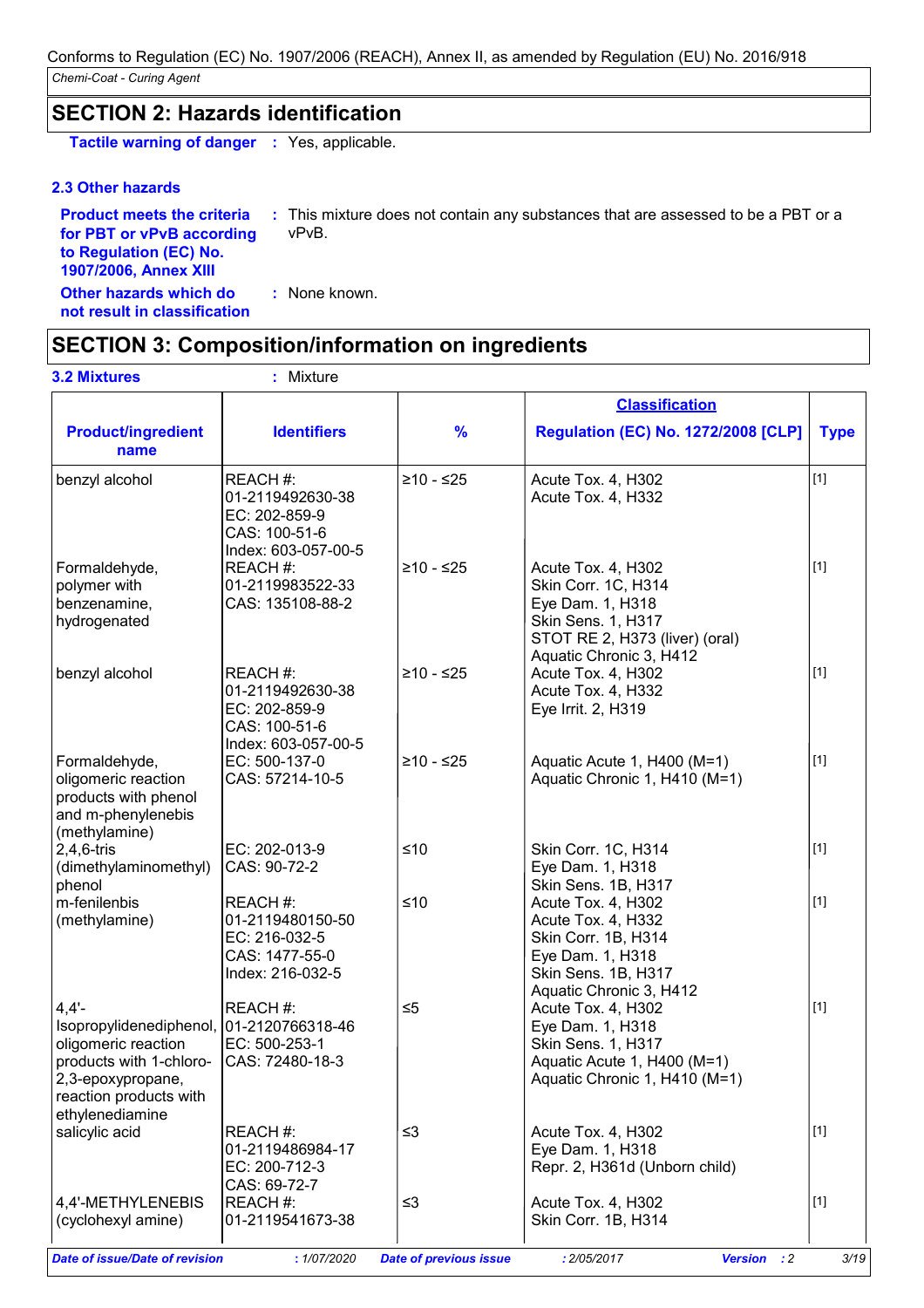## SECTION 2: Hazards identification

**Tactile warning of danger** : Yes, applicable.

### 2.3 Other hazards

**Product meets the criteria for PBT or vPvB according to Regulation (EC) No. 1907/2006, Annex XIII** : This mixture does not contain any substances that are assessed to be a PBT or a vPvB.

**Other hazards which do not result in classification** : None known.

## SECTION 3: Composition/information on ingredients

**3.2 Mixtures** : Mixture

| Product/ingredient name | Identifiers | % | Classification Regulation (EC) No. 1272/2008 [CLP] | Type |
|---|---|---|---|---|
| benzyl alcohol | REACH #: 01-2119492630-38<br>EC: 202-859-9<br>CAS: 100-51-6<br>Index: 603-057-00-5 | ≥10 - ≤25 | Acute Tox. 4, H302<br>Acute Tox. 4, H332 | [1] |
| Formaldehyde, polymer with benzenamine, hydrogenated | REACH #: 01-2119983522-33<br>CAS: 135108-88-2 | ≥10 - ≤25 | Acute Tox. 4, H302<br>Skin Corr. 1C, H314<br>Eye Dam. 1, H318<br>Skin Sens. 1, H317<br>STOT RE 2, H373 (liver) (oral)<br>Aquatic Chronic 3, H412 | [1] |
| benzyl alcohol | REACH #: 01-2119492630-38<br>EC: 202-859-9<br>CAS: 100-51-6<br>Index: 603-057-00-5 | ≥10 - ≤25 | Acute Tox. 4, H302<br>Acute Tox. 4, H332<br>Eye Irrit. 2, H319 | [1] |
| Formaldehyde, oligomeric reaction products with phenol and m-phenylenebis (methylamine) | EC: 500-137-0<br>CAS: 57214-10-5 | ≥10 - ≤25 | Aquatic Acute 1, H400 (M=1)<br>Aquatic Chronic 1, H410 (M=1) | [1] |
| 2,4,6-tris (dimethylaminomethyl) phenol | EC: 202-013-9<br>CAS: 90-72-2 | ≤10 | Skin Corr. 1C, H314<br>Eye Dam. 1, H318<br>Skin Sens. 1B, H317 | [1] |
| m-fenilenbis (methylamine) | REACH #: 01-2119480150-50<br>EC: 216-032-5<br>CAS: 1477-55-0<br>Index: 216-032-5 | ≤10 | Acute Tox. 4, H302<br>Acute Tox. 4, H332<br>Skin Corr. 1B, H314<br>Eye Dam. 1, H318<br>Skin Sens. 1B, H317<br>Aquatic Chronic 3, H412 | [1] |
| 4,4'-Isopropylidenediphenol, oligomeric reaction products with 1-chloro-2,3-epoxypropane, reaction products with ethylenediamine | REACH #: 01-2120766318-46<br>EC: 500-253-1<br>CAS: 72480-18-3 | ≤5 | Acute Tox. 4, H302<br>Eye Dam. 1, H318<br>Skin Sens. 1, H317<br>Aquatic Acute 1, H400 (M=1)<br>Aquatic Chronic 1, H410 (M=1) | [1] |
| salicylic acid | REACH #: 01-2119486984-17<br>EC: 200-712-3<br>CAS: 69-72-7 | ≤3 | Acute Tox. 4, H302<br>Eye Dam. 1, H318<br>Repr. 2, H361d (Unborn child) | [1] |
| 4,4'-METHYLENEBIS (cyclohexyl amine) | REACH #: 01-2119541673-38 | ≤3 | Acute Tox. 4, H302<br>Skin Corr. 1B, H314 | [1] |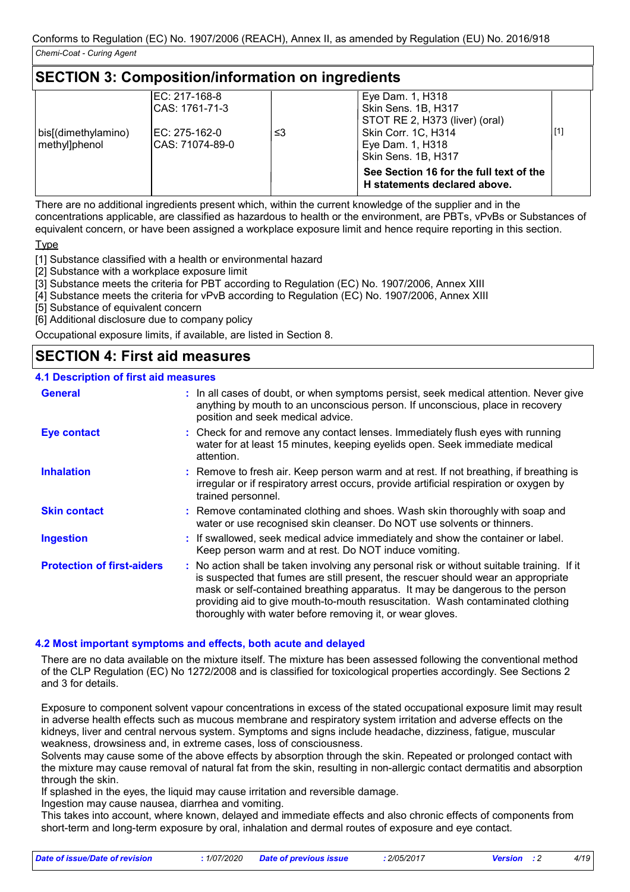Conforms to Regulation (EC) No. 1907/2006 (REACH), Annex II, as amended by Regulation (EU) No. 2016/918

*Chemi-Coat - Curing Agent*

## SECTION 3: Composition/information on ingredients

| | | | | |
|---|---|---|---|---|
| | EC: 217-168-8<br>CAS: 1761-71-3 | | Eye Dam. 1, H318<br>Skin Sens. 1B, H317<br>STOT RE 2, H373 (liver) (oral) | |
| bis[(dimethylamino) methyl]phenol | EC: 275-162-0<br>CAS: 71074-89-0 | ≤3 | Skin Corr. 1C, H314<br>Eye Dam. 1, H318<br>Skin Sens. 1B, H317 | [1] |
| | | | **See Section 16 for the full text of the H statements declared above.** | |

There are no additional ingredients present which, within the current knowledge of the supplier and in the concentrations applicable, are classified as hazardous to health or the environment, are PBTs, vPvBs or Substances of equivalent concern, or have been assigned a workplace exposure limit and hence require reporting in this section.

Type

[1] Substance classified with a health or environmental hazard
[2] Substance with a workplace exposure limit
[3] Substance meets the criteria for PBT according to Regulation (EC) No. 1907/2006, Annex XIII
[4] Substance meets the criteria for vPvB according to Regulation (EC) No. 1907/2006, Annex XIII
[5] Substance of equivalent concern
[6] Additional disclosure due to company policy

Occupational exposure limits, if available, are listed in Section 8.

## SECTION 4: First aid measures

### 4.1 Description of first aid measures

**General** : In all cases of doubt, or when symptoms persist, seek medical attention. Never give anything by mouth to an unconscious person. If unconscious, place in recovery position and seek medical advice.

**Eye contact** : Check for and remove any contact lenses. Immediately flush eyes with running water for at least 15 minutes, keeping eyelids open. Seek immediate medical attention.

**Inhalation** : Remove to fresh air. Keep person warm and at rest. If not breathing, if breathing is irregular or if respiratory arrest occurs, provide artificial respiration or oxygen by trained personnel.

**Skin contact** : Remove contaminated clothing and shoes. Wash skin thoroughly with soap and water or use recognised skin cleanser. Do NOT use solvents or thinners.

**Ingestion** : If swallowed, seek medical advice immediately and show the container or label. Keep person warm and at rest. Do NOT induce vomiting.

**Protection of first-aiders** : No action shall be taken involving any personal risk or without suitable training. If it is suspected that fumes are still present, the rescuer should wear an appropriate mask or self-contained breathing apparatus. It may be dangerous to the person providing aid to give mouth-to-mouth resuscitation. Wash contaminated clothing thoroughly with water before removing it, or wear gloves.

### 4.2 Most important symptoms and effects, both acute and delayed

There are no data available on the mixture itself. The mixture has been assessed following the conventional method of the CLP Regulation (EC) No 1272/2008 and is classified for toxicological properties accordingly. See Sections 2 and 3 for details.

Exposure to component solvent vapour concentrations in excess of the stated occupational exposure limit may result in adverse health effects such as mucous membrane and respiratory system irritation and adverse effects on the kidneys, liver and central nervous system. Symptoms and signs include headache, dizziness, fatigue, muscular weakness, drowsiness and, in extreme cases, loss of consciousness.
Solvents may cause some of the above effects by absorption through the skin. Repeated or prolonged contact with the mixture may cause removal of natural fat from the skin, resulting in non-allergic contact dermatitis and absorption through the skin.
If splashed in the eyes, the liquid may cause irritation and reversible damage.
Ingestion may cause nausea, diarrhea and vomiting.
This takes into account, where known, delayed and immediate effects and also chronic effects of components from short-term and long-term exposure by oral, inhalation and dermal routes of exposure and eye contact.

| *Date of issue/Date of revision* | *: 1/07/2020* | *Date of previous issue* | *: 2/05/2017* | *Version : 2* |
|---|---|---|---|---|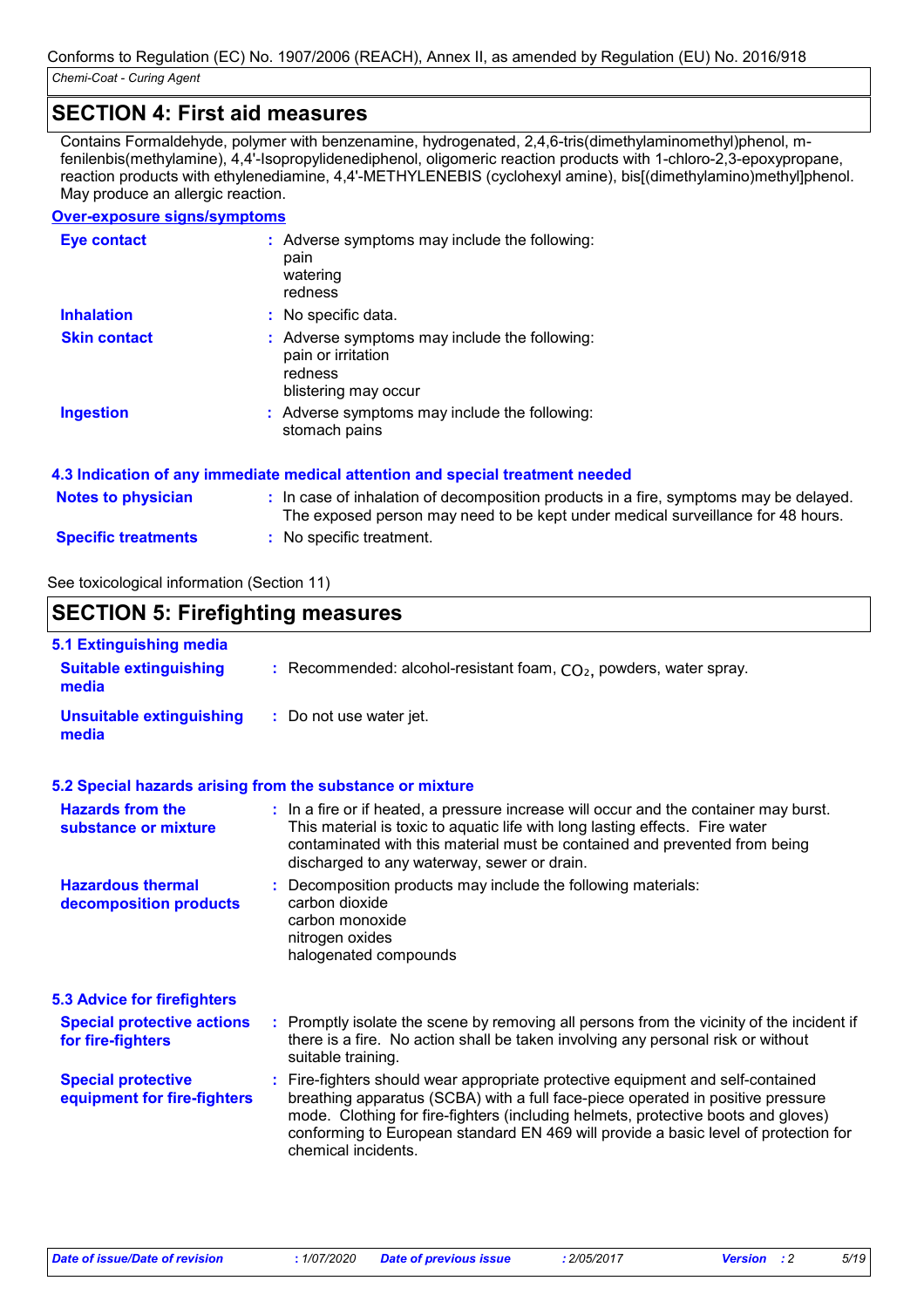## SECTION 4: First aid measures

Contains Formaldehyde, polymer with benzenamine, hydrogenated, 2,4,6-tris(dimethylaminomethyl)phenol, m-fenilenbis(methylamine), 4,4'-Isopropylidenediphenol, oligomeric reaction products with 1-chloro-2,3-epoxypropane, reaction products with ethylenediamine, 4,4'-METHYLENEBIS (cyclohexyl amine), bis[(dimethylamino)methyl]phenol. May produce an allergic reaction.

**Over-exposure signs/symptoms**

| | |
|---|---|
| **Eye contact** | : Adverse symptoms may include the following: pain watering redness |
| **Inhalation** | : No specific data. |
| **Skin contact** | : Adverse symptoms may include the following: pain or irritation redness blistering may occur |
| **Ingestion** | : Adverse symptoms may include the following: stomach pains |

### 4.3 Indication of any immediate medical attention and special treatment needed

| | |
|---|---|
| **Notes to physician** | : In case of inhalation of decomposition products in a fire, symptoms may be delayed. The exposed person may need to be kept under medical surveillance for 48 hours. |
| **Specific treatments** | : No specific treatment. |

See toxicological information (Section 11)

## SECTION 5: Firefighting measures

### 5.1 Extinguishing media

| | |
|---|---|
| **Suitable extinguishing media** | : Recommended: alcohol-resistant foam, $CO_2$, powders, water spray. |
| **Unsuitable extinguishing media** | : Do not use water jet. |

### 5.2 Special hazards arising from the substance or mixture

| | |
|---|---|
| **Hazards from the substance or mixture** | : In a fire or if heated, a pressure increase will occur and the container may burst. This material is toxic to aquatic life with long lasting effects. Fire water contaminated with this material must be contained and prevented from being discharged to any waterway, sewer or drain. |
| **Hazardous thermal decomposition products** | : Decomposition products may include the following materials: carbon dioxide carbon monoxide nitrogen oxides halogenated compounds |

### 5.3 Advice for firefighters

| | |
|---|---|
| **Special protective actions for fire-fighters** | : Promptly isolate the scene by removing all persons from the vicinity of the incident if there is a fire. No action shall be taken involving any personal risk or without suitable training. |
| **Special protective equipment for fire-fighters** | : Fire-fighters should wear appropriate protective equipment and self-contained breathing apparatus (SCBA) with a full face-piece operated in positive pressure mode. Clothing for fire-fighters (including helmets, protective boots and gloves) conforming to European standard EN 469 will provide a basic level of protection for chemical incidents. |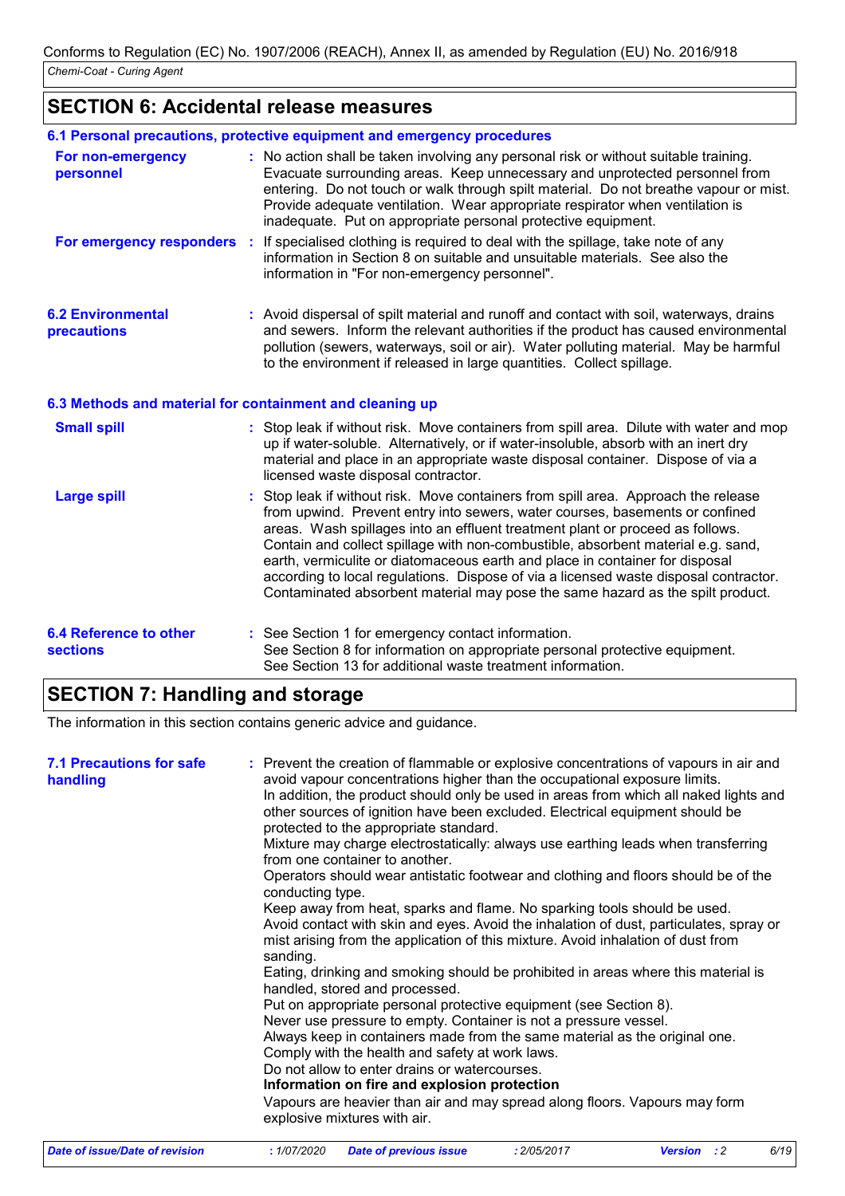## SECTION 6: Accidental release measures

### 6.1 Personal precautions, protective equipment and emergency procedures

**For non-emergency personnel** : No action shall be taken involving any personal risk or without suitable training. Evacuate surrounding areas. Keep unnecessary and unprotected personnel from entering. Do not touch or walk through spilt material. Do not breathe vapour or mist. Provide adequate ventilation. Wear appropriate respirator when ventilation is inadequate. Put on appropriate personal protective equipment.

**For emergency responders** : If specialised clothing is required to deal with the spillage, take note of any information in Section 8 on suitable and unsuitable materials. See also the information in "For non-emergency personnel".

**6.2 Environmental precautions** : Avoid dispersal of spilt material and runoff and contact with soil, waterways, drains and sewers. Inform the relevant authorities if the product has caused environmental pollution (sewers, waterways, soil or air). Water polluting material. May be harmful to the environment if released in large quantities. Collect spillage.

### 6.3 Methods and material for containment and cleaning up

**Small spill** : Stop leak if without risk. Move containers from spill area. Dilute with water and mop up if water-soluble. Alternatively, or if water-insoluble, absorb with an inert dry material and place in an appropriate waste disposal container. Dispose of via a licensed waste disposal contractor.

**Large spill** : Stop leak if without risk. Move containers from spill area. Approach the release from upwind. Prevent entry into sewers, water courses, basements or confined areas. Wash spillages into an effluent treatment plant or proceed as follows. Contain and collect spillage with non-combustible, absorbent material e.g. sand, earth, vermiculite or diatomaceous earth and place in container for disposal according to local regulations. Dispose of via a licensed waste disposal contractor. Contaminated absorbent material may pose the same hazard as the spilt product.

**6.4 Reference to other sections** : See Section 1 for emergency contact information.
See Section 8 for information on appropriate personal protective equipment.
See Section 13 for additional waste treatment information.

## SECTION 7: Handling and storage

The information in this section contains generic advice and guidance.

**7.1 Precautions for safe handling** : Prevent the creation of flammable or explosive concentrations of vapours in air and avoid vapour concentrations higher than the occupational exposure limits.
In addition, the product should only be used in areas from which all naked lights and other sources of ignition have been excluded. Electrical equipment should be protected to the appropriate standard.
Mixture may charge electrostatically: always use earthing leads when transferring from one container to another.
Operators should wear antistatic footwear and clothing and floors should be of the conducting type.
Keep away from heat, sparks and flame. No sparking tools should be used.
Avoid contact with skin and eyes. Avoid the inhalation of dust, particulates, spray or mist arising from the application of this mixture. Avoid inhalation of dust from sanding.
Eating, drinking and smoking should be prohibited in areas where this material is handled, stored and processed.
Put on appropriate personal protective equipment (see Section 8).
Never use pressure to empty. Container is not a pressure vessel.
Always keep in containers made from the same material as the original one.
Comply with the health and safety at work laws.
Do not allow to enter drains or watercourses.
**Information on fire and explosion protection**
Vapours are heavier than air and may spread along floors. Vapours may form explosive mixtures with air.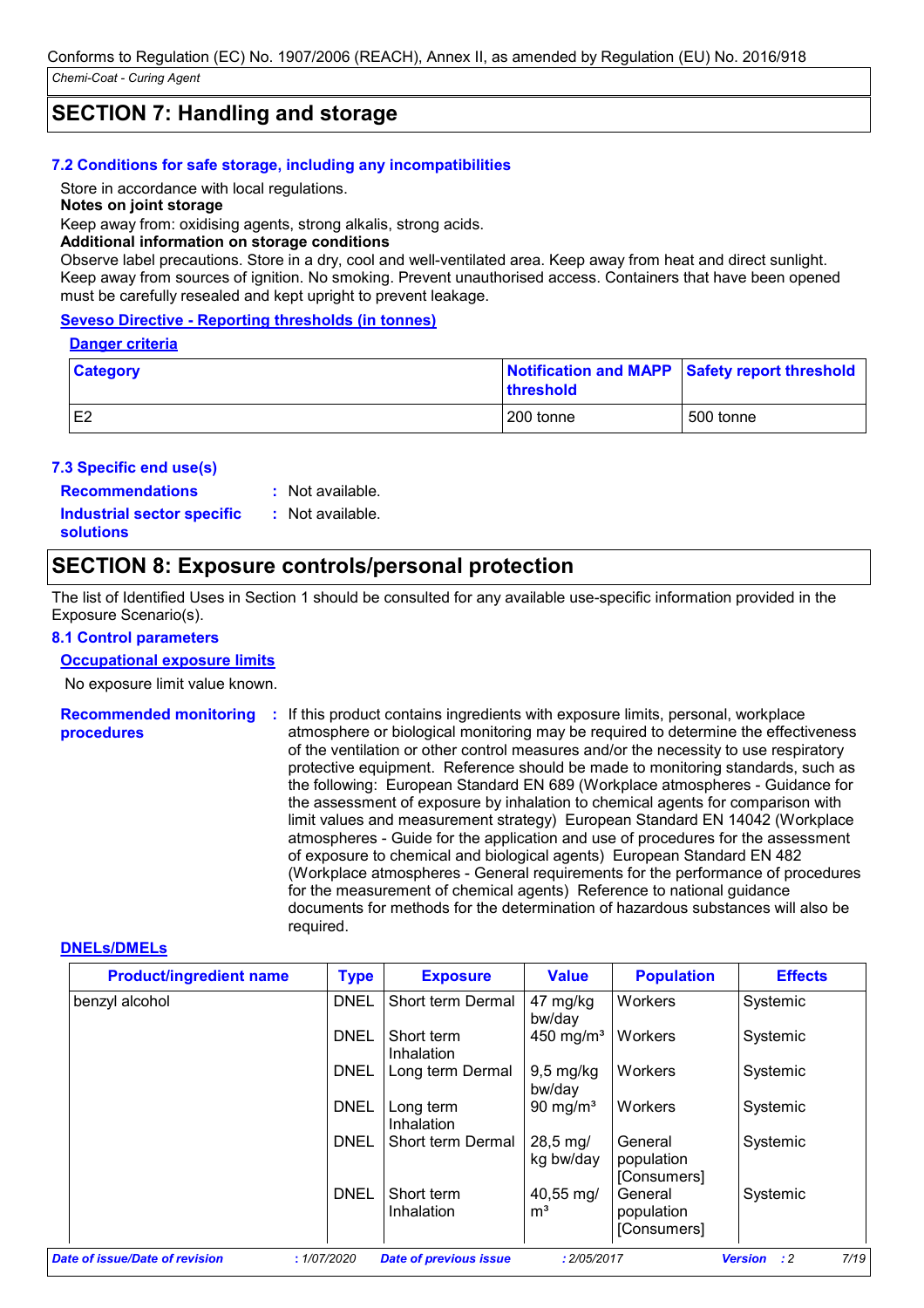## SECTION 7: Handling and storage

### 7.2 Conditions for safe storage, including any incompatibilities

Store in accordance with local regulations.

**Notes on joint storage**

Keep away from: oxidising agents, strong alkalis, strong acids.

**Additional information on storage conditions**

Observe label precautions. Store in a dry, cool and well-ventilated area. Keep away from heat and direct sunlight. Keep away from sources of ignition. No smoking. Prevent unauthorised access. Containers that have been opened must be carefully resealed and kept upright to prevent leakage.

**Seveso Directive - Reporting thresholds (in tonnes)**

**Danger criteria**

| Category | Notification and MAPP threshold | Safety report threshold |
|---|---|---|
| E2 | 200 tonne | 500 tonne |

### 7.3 Specific end use(s)

**Recommendations** : Not available.

**Industrial sector specific solutions** : Not available.

## SECTION 8: Exposure controls/personal protection

The list of Identified Uses in Section 1 should be consulted for any available use-specific information provided in the Exposure Scenario(s).

### 8.1 Control parameters

**Occupational exposure limits**

No exposure limit value known.

**Recommended monitoring procedures** : If this product contains ingredients with exposure limits, personal, workplace atmosphere or biological monitoring may be required to determine the effectiveness of the ventilation or other control measures and/or the necessity to use respiratory protective equipment. Reference should be made to monitoring standards, such as the following: European Standard EN 689 (Workplace atmospheres - Guidance for the assessment of exposure by inhalation to chemical agents for comparison with limit values and measurement strategy) European Standard EN 14042 (Workplace atmospheres - Guide for the application and use of procedures for the assessment of exposure to chemical and biological agents) European Standard EN 482 (Workplace atmospheres - General requirements for the performance of procedures for the measurement of chemical agents) Reference to national guidance documents for methods for the determination of hazardous substances will also be required.

**DNELs/DMELs**

| Product/ingredient name | Type | Exposure | Value | Population | Effects |
|---|---|---|---|---|---|
| benzyl alcohol | DNEL | Short term Dermal | 47 mg/kg bw/day | Workers | Systemic |
| | DNEL | Short term Inhalation | 450 mg/m³ | Workers | Systemic |
| | DNEL | Long term Dermal | 9,5 mg/kg bw/day | Workers | Systemic |
| | DNEL | Long term Inhalation | 90 mg/m³ | Workers | Systemic |
| | DNEL | Short term Dermal | 28,5 mg/kg bw/day | General population [Consumers] | Systemic |
| | DNEL | Short term Inhalation | 40,55 mg/m³ | General population [Consumers] | Systemic |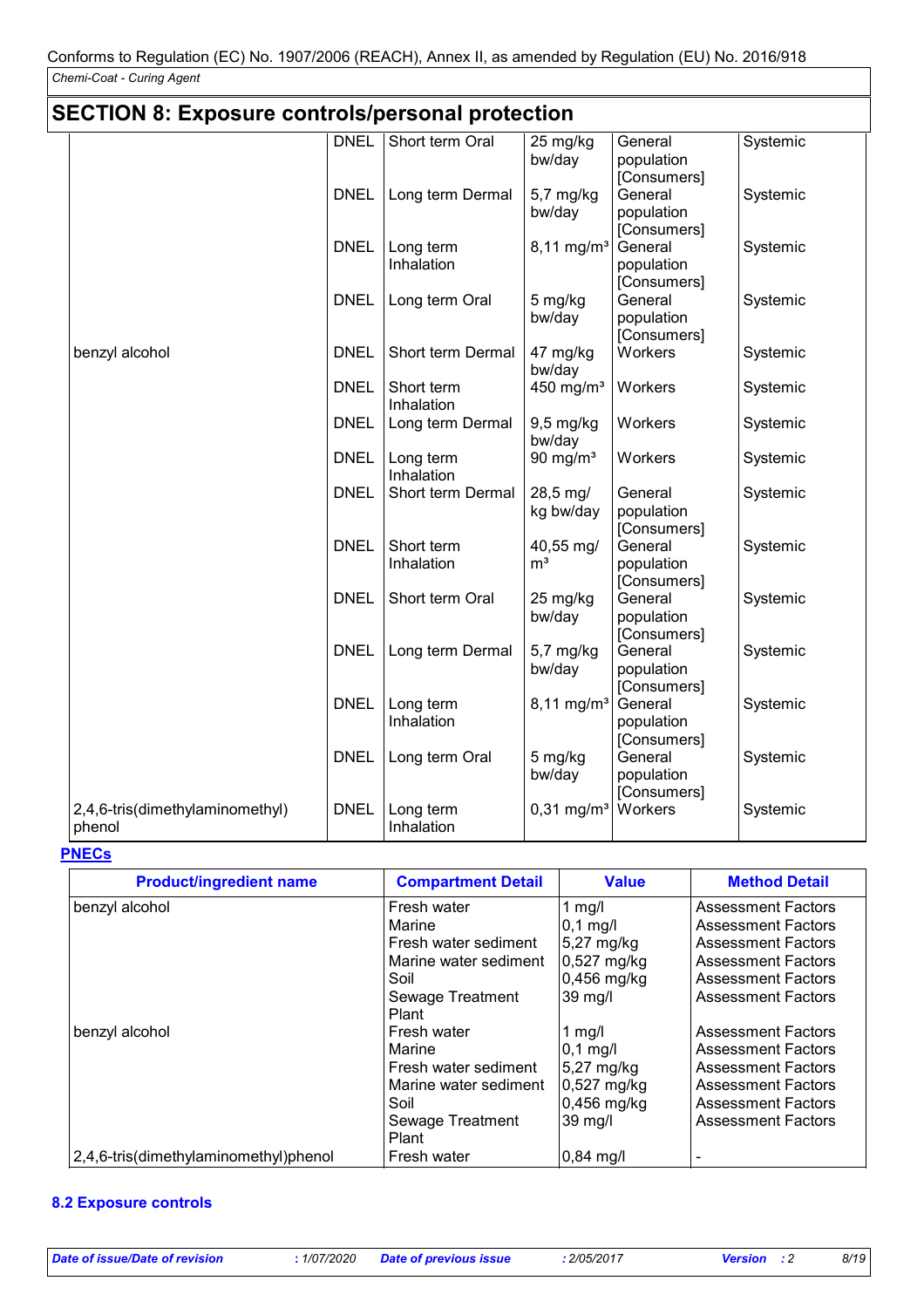Conforms to Regulation (EC) No. 1907/2006 (REACH), Annex II, as amended by Regulation (EU) No. 2016/918

*Chemi-Coat - Curing Agent*

## SECTION 8: Exposure controls/personal protection

| | | | | | |
|---|---|---|---|---|---|
| | DNEL | Short term Oral | 25 mg/kg bw/day | General population [Consumers] | Systemic |
| | DNEL | Long term Dermal | 5,7 mg/kg bw/day | General population [Consumers] | Systemic |
| | DNEL | Long term Inhalation | 8,11 mg/m³ | General population [Consumers] | Systemic |
| | DNEL | Long term Oral | 5 mg/kg bw/day | General population [Consumers] | Systemic |
| benzyl alcohol | DNEL | Short term Dermal | 47 mg/kg bw/day | Workers | Systemic |
| | DNEL | Short term Inhalation | 450 mg/m³ | Workers | Systemic |
| | DNEL | Long term Dermal | 9,5 mg/kg bw/day | Workers | Systemic |
| | DNEL | Long term Inhalation | 90 mg/m³ | Workers | Systemic |
| | DNEL | Short term Dermal | 28,5 mg/kg bw/day | General population [Consumers] | Systemic |
| | DNEL | Short term Inhalation | 40,55 mg/m³ | General population [Consumers] | Systemic |
| | DNEL | Short term Oral | 25 mg/kg bw/day | General population [Consumers] | Systemic |
| | DNEL | Long term Dermal | 5,7 mg/kg bw/day | General population [Consumers] | Systemic |
| | DNEL | Long term Inhalation | 8,11 mg/m³ | General population [Consumers] | Systemic |
| | DNEL | Long term Oral | 5 mg/kg bw/day | General population [Consumers] | Systemic |
| 2,4,6-tris(dimethylaminomethyl) phenol | DNEL | Long term Inhalation | 0,31 mg/m³ | Workers | Systemic |

**PNECs**

| Product/ingredient name | Compartment Detail | Value | Method Detail |
|---|---|---|---|
| benzyl alcohol | Fresh water | 1 mg/l | Assessment Factors |
| | Marine | 0,1 mg/l | Assessment Factors |
| | Fresh water sediment | 5,27 mg/kg | Assessment Factors |
| | Marine water sediment | 0,527 mg/kg | Assessment Factors |
| | Soil | 0,456 mg/kg | Assessment Factors |
| | Sewage Treatment Plant | 39 mg/l | Assessment Factors |
| benzyl alcohol | Fresh water | 1 mg/l | Assessment Factors |
| | Marine | 0,1 mg/l | Assessment Factors |
| | Fresh water sediment | 5,27 mg/kg | Assessment Factors |
| | Marine water sediment | 0,527 mg/kg | Assessment Factors |
| | Soil | 0,456 mg/kg | Assessment Factors |
| | Sewage Treatment Plant | 39 mg/l | Assessment Factors |
| 2,4,6-tris(dimethylaminomethyl)phenol | Fresh water | 0,84 mg/l | - |

### 8.2 Exposure controls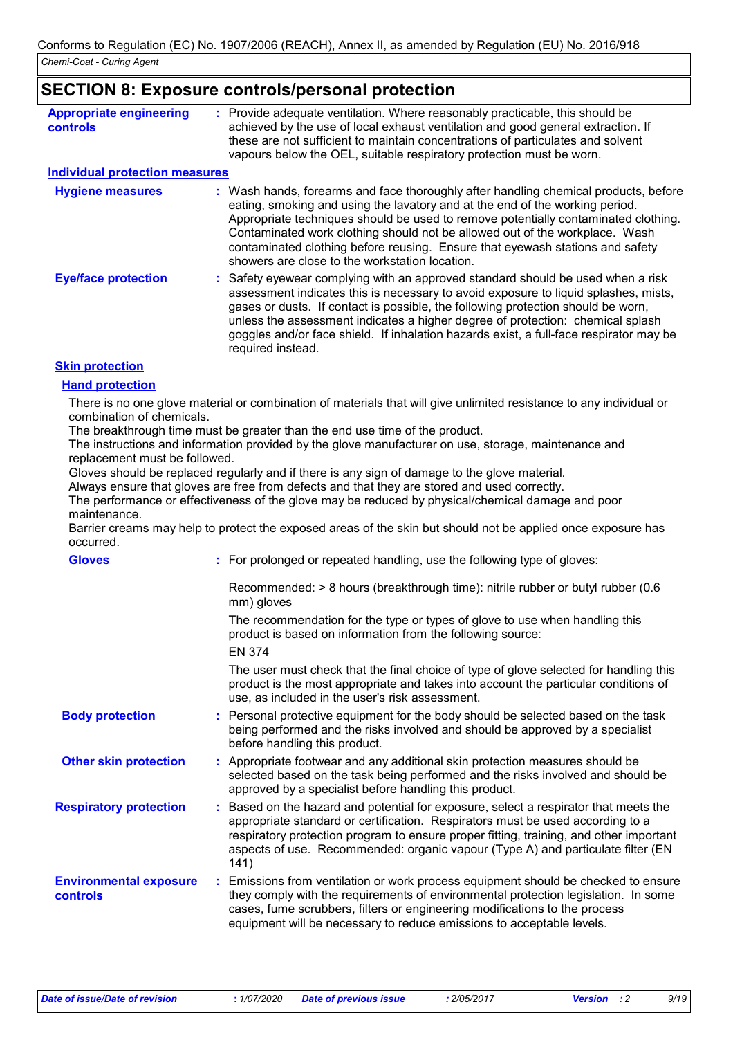## SECTION 8: Exposure controls/personal protection

**Appropriate engineering controls** : Provide adequate ventilation. Where reasonably practicable, this should be achieved by the use of local exhaust ventilation and good general extraction. If these are not sufficient to maintain concentrations of particulates and solvent vapours below the OEL, suitable respiratory protection must be worn.

### Individual protection measures

**Hygiene measures** : Wash hands, forearms and face thoroughly after handling chemical products, before eating, smoking and using the lavatory and at the end of the working period. Appropriate techniques should be used to remove potentially contaminated clothing. Contaminated work clothing should not be allowed out of the workplace. Wash contaminated clothing before reusing. Ensure that eyewash stations and safety showers are close to the workstation location.

**Eye/face protection** : Safety eyewear complying with an approved standard should be used when a risk assessment indicates this is necessary to avoid exposure to liquid splashes, mists, gases or dusts. If contact is possible, the following protection should be worn, unless the assessment indicates a higher degree of protection: chemical splash goggles and/or face shield. If inhalation hazards exist, a full-face respirator may be required instead.

### Skin protection

#### Hand protection

There is no one glove material or combination of materials that will give unlimited resistance to any individual or combination of chemicals.
The breakthrough time must be greater than the end use time of the product.
The instructions and information provided by the glove manufacturer on use, storage, maintenance and replacement must be followed.
Gloves should be replaced regularly and if there is any sign of damage to the glove material.
Always ensure that gloves are free from defects and that they are stored and used correctly.
The performance or effectiveness of the glove may be reduced by physical/chemical damage and poor maintenance.
Barrier creams may help to protect the exposed areas of the skin but should not be applied once exposure has occurred.

**Gloves** : For prolonged or repeated handling, use the following type of gloves:

Recommended: > 8 hours (breakthrough time): nitrile rubber or butyl rubber (0.6 mm) gloves

The recommendation for the type or types of glove to use when handling this product is based on information from the following source:

EN 374

The user must check that the final choice of type of glove selected for handling this product is the most appropriate and takes into account the particular conditions of use, as included in the user's risk assessment.

**Body protection** : Personal protective equipment for the body should be selected based on the task being performed and the risks involved and should be approved by a specialist before handling this product.

**Other skin protection** : Appropriate footwear and any additional skin protection measures should be selected based on the task being performed and the risks involved and should be approved by a specialist before handling this product.

**Respiratory protection** : Based on the hazard and potential for exposure, select a respirator that meets the appropriate standard or certification. Respirators must be used according to a respiratory protection program to ensure proper fitting, training, and other important aspects of use. Recommended: organic vapour (Type A) and particulate filter (EN 141)

**Environmental exposure controls** : Emissions from ventilation or work process equipment should be checked to ensure they comply with the requirements of environmental protection legislation. In some cases, fume scrubbers, filters or engineering modifications to the process equipment will be necessary to reduce emissions to acceptable levels.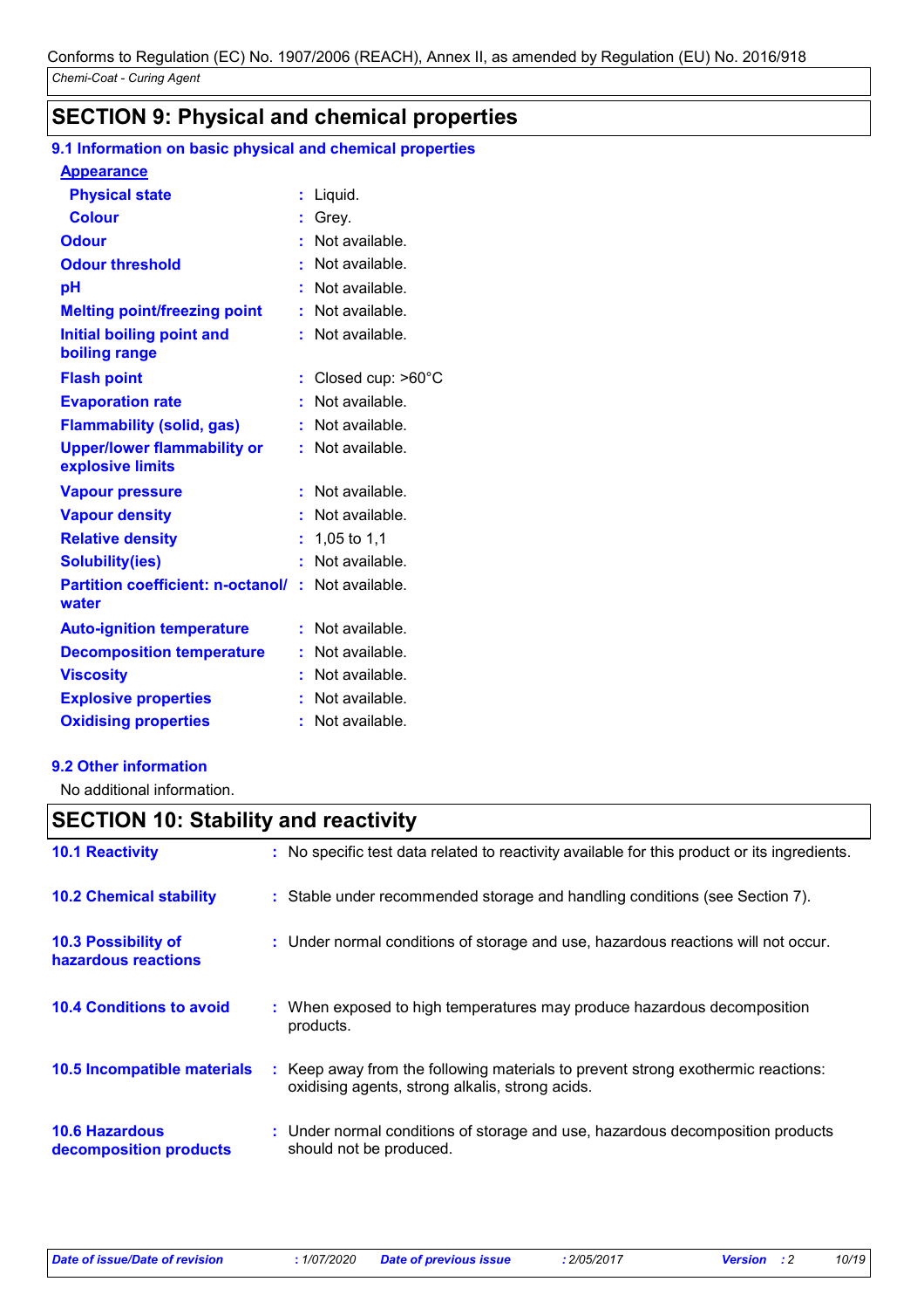## SECTION 9: Physical and chemical properties

### 9.1 Information on basic physical and chemical properties

**Appearance**

| Property | | Value |
|---|---|---|
| **Physical state** | : | Liquid. |
| **Colour** | : | Grey. |
| **Odour** | : | Not available. |
| **Odour threshold** | : | Not available. |
| **pH** | : | Not available. |
| **Melting point/freezing point** | : | Not available. |
| **Initial boiling point and boiling range** | : | Not available. |
| **Flash point** | : | Closed cup: >60°C |
| **Evaporation rate** | : | Not available. |
| **Flammability (solid, gas)** | : | Not available. |
| **Upper/lower flammability or explosive limits** | : | Not available. |
| **Vapour pressure** | : | Not available. |
| **Vapour density** | : | Not available. |
| **Relative density** | : | 1,05 to 1,1 |
| **Solubility(ies)** | : | Not available. |
| **Partition coefficient: n-octanol/ water** | : | Not available. |
| **Auto-ignition temperature** | : | Not available. |
| **Decomposition temperature** | : | Not available. |
| **Viscosity** | : | Not available. |
| **Explosive properties** | : | Not available. |
| **Oxidising properties** | : | Not available. |

### 9.2 Other information

No additional information.

## SECTION 10: Stability and reactivity

| | | |
|---|---|---|
| **10.1 Reactivity** | : | No specific test data related to reactivity available for this product or its ingredients. |
| **10.2 Chemical stability** | : | Stable under recommended storage and handling conditions (see Section 7). |
| **10.3 Possibility of hazardous reactions** | : | Under normal conditions of storage and use, hazardous reactions will not occur. |
| **10.4 Conditions to avoid** | : | When exposed to high temperatures may produce hazardous decomposition products. |
| **10.5 Incompatible materials** | : | Keep away from the following materials to prevent strong exothermic reactions: oxidising agents, strong alkalis, strong acids. |
| **10.6 Hazardous decomposition products** | : | Under normal conditions of storage and use, hazardous decomposition products should not be produced. |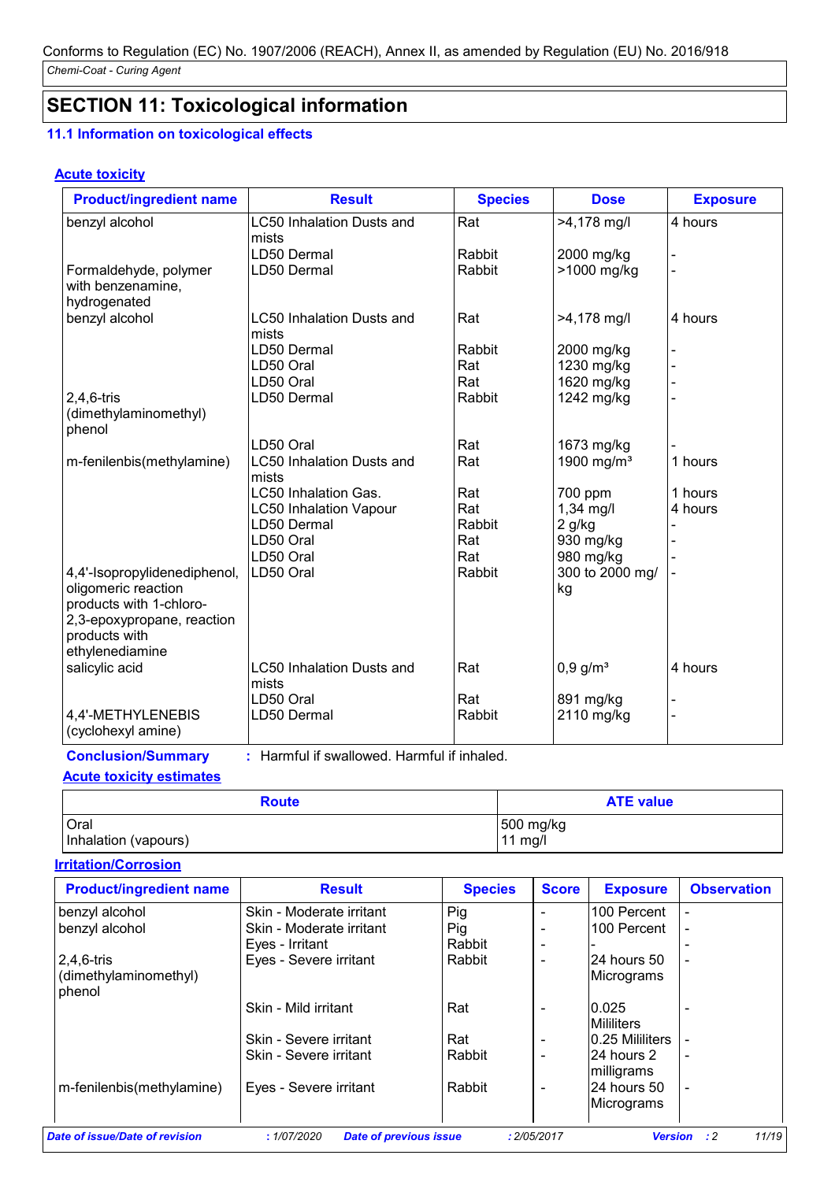Conforms to Regulation (EC) No. 1907/2006 (REACH), Annex II, as amended by Regulation (EU) No. 2016/918

*Chemi-Coat - Curing Agent*

## SECTION 11: Toxicological information

### 11.1 Information on toxicological effects

**Acute toxicity**

| Product/ingredient name | Result | Species | Dose | Exposure |
|---|---|---|---|---|
| benzyl alcohol | LC50 Inhalation Dusts and mists | Rat | >4,178 mg/l | 4 hours |
| | LD50 Dermal | Rabbit | 2000 mg/kg | - |
| Formaldehyde, polymer with benzenamine, hydrogenated | LD50 Dermal | Rabbit | >1000 mg/kg | - |
| benzyl alcohol | LC50 Inhalation Dusts and mists | Rat | >4,178 mg/l | 4 hours |
| | LD50 Dermal | Rabbit | 2000 mg/kg | - |
| | LD50 Oral | Rat | 1230 mg/kg | - |
| | LD50 Oral | Rat | 1620 mg/kg | - |
| 2,4,6-tris (dimethylaminomethyl) phenol | LD50 Dermal | Rabbit | 1242 mg/kg | - |
| | LD50 Oral | Rat | 1673 mg/kg | - |
| m-fenilenbis(methylamine) | LC50 Inhalation Dusts and mists | Rat | 1900 mg/m³ | 1 hours |
| | LC50 Inhalation Gas. | Rat | 700 ppm | 1 hours |
| | LC50 Inhalation Vapour | Rat | 1,34 mg/l | 4 hours |
| | LD50 Dermal | Rabbit | 2 g/kg | - |
| | LD50 Oral | Rat | 930 mg/kg | - |
| | LD50 Oral | Rat | 980 mg/kg | - |
| 4,4'-Isopropylidenediphenol, oligomeric reaction products with 1-chloro-2,3-epoxypropane, reaction products with ethylenediamine | LD50 Oral | Rabbit | 300 to 2000 mg/kg | - |
| salicylic acid | LC50 Inhalation Dusts and mists | Rat | 0,9 g/m³ | 4 hours |
| | LD50 Oral | Rat | 891 mg/kg | - |
| 4,4'-METHYLENEBIS (cyclohexyl amine) | LD50 Dermal | Rabbit | 2110 mg/kg | - |

**Conclusion/Summary** : Harmful if swallowed. Harmful if inhaled.

**Acute toxicity estimates**

| Route | ATE value |
|---|---|
| Oral | 500 mg/kg |
| Inhalation (vapours) | 11 mg/l |

**Irritation/Corrosion**

| Product/ingredient name | Result | Species | Score | Exposure | Observation |
|---|---|---|---|---|---|
| benzyl alcohol | Skin - Moderate irritant | Pig | - | 100 Percent | - |
| benzyl alcohol | Skin - Moderate irritant | Pig | - | 100 Percent | - |
| | Eyes - Irritant | Rabbit | - | - | - |
| 2,4,6-tris (dimethylaminomethyl) phenol | Eyes - Severe irritant | Rabbit | - | 24 hours 50 Micrograms | - |
| | Skin - Mild irritant | Rat | - | 0.025 Mililiters | - |
| | Skin - Severe irritant | Rat | - | 0.25 Mililiters | - |
| | Skin - Severe irritant | Rabbit | - | 24 hours 2 milligrams | - |
| m-fenilenbis(methylamine) | Eyes - Severe irritant | Rabbit | - | 24 hours 50 Micrograms | - |

*Date of issue/Date of revision* : 1/07/2020 *Date of previous issue* : 2/05/2017 *Version* : 2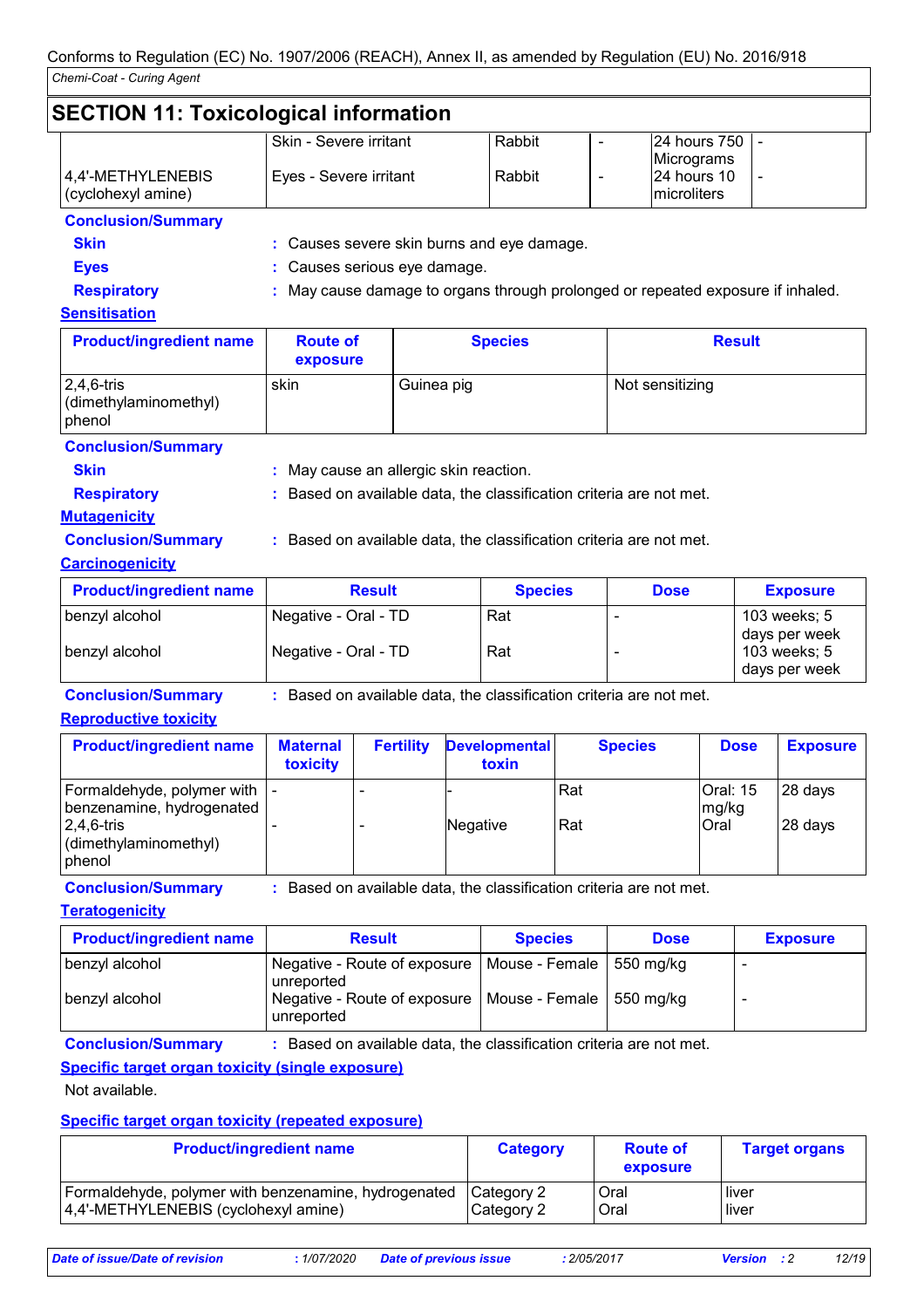## SECTION 11: Toxicological information

| | | | | | |
|---|---|---|---|---|---|
| 4,4'-METHYLENEBIS (cyclohexyl amine) | Skin - Severe irritant | Rabbit | - | 24 hours 750 Micrograms | - |
| | Eyes - Severe irritant | Rabbit | - | 24 hours 10 microliters | - |

**Conclusion/Summary**

**Skin** : Causes severe skin burns and eye damage.

**Eyes** : Causes serious eye damage.

**Respiratory** : May cause damage to organs through prolonged or repeated exposure if inhaled.

**Sensitisation**

| Product/ingredient name | Route of exposure | Species | Result |
|---|---|---|---|
| 2,4,6-tris (dimethylaminomethyl) phenol | skin | Guinea pig | Not sensitizing |

**Conclusion/Summary**

**Skin** : May cause an allergic skin reaction.

**Respiratory** : Based on available data, the classification criteria are not met.

**Mutagenicity**

**Conclusion/Summary** : Based on available data, the classification criteria are not met.

**Carcinogenicity**

| Product/ingredient name | Result | Species | Dose | Exposure |
|---|---|---|---|---|
| benzyl alcohol | Negative - Oral - TD | Rat | - | 103 weeks; 5 days per week |
| benzyl alcohol | Negative - Oral - TD | Rat | - | 103 weeks; 5 days per week |

**Conclusion/Summary** : Based on available data, the classification criteria are not met.

**Reproductive toxicity**

| Product/ingredient name | Maternal toxicity | Fertility | Developmental toxin | Species | Dose | Exposure |
|---|---|---|---|---|---|---|
| Formaldehyde, polymer with benzenamine, hydrogenated | - | - | - | Rat | Oral: 15 mg/kg | 28 days |
| 2,4,6-tris (dimethylaminomethyl) phenol | - | - | Negative | Rat | Oral | 28 days |

**Conclusion/Summary** : Based on available data, the classification criteria are not met.

**Teratogenicity**

| Product/ingredient name | Result | Species | Dose | Exposure |
|---|---|---|---|---|
| benzyl alcohol | Negative - Route of exposure unreported | Mouse - Female | 550 mg/kg | - |
| benzyl alcohol | Negative - Route of exposure unreported | Mouse - Female | 550 mg/kg | - |

**Conclusion/Summary** : Based on available data, the classification criteria are not met.

**Specific target organ toxicity (single exposure)**

Not available.

**Specific target organ toxicity (repeated exposure)**

| Product/ingredient name | Category | Route of exposure | Target organs |
|---|---|---|---|
| Formaldehyde, polymer with benzenamine, hydrogenated | Category 2 | Oral | liver |
| 4,4'-METHYLENEBIS (cyclohexyl amine) | Category 2 | Oral | liver |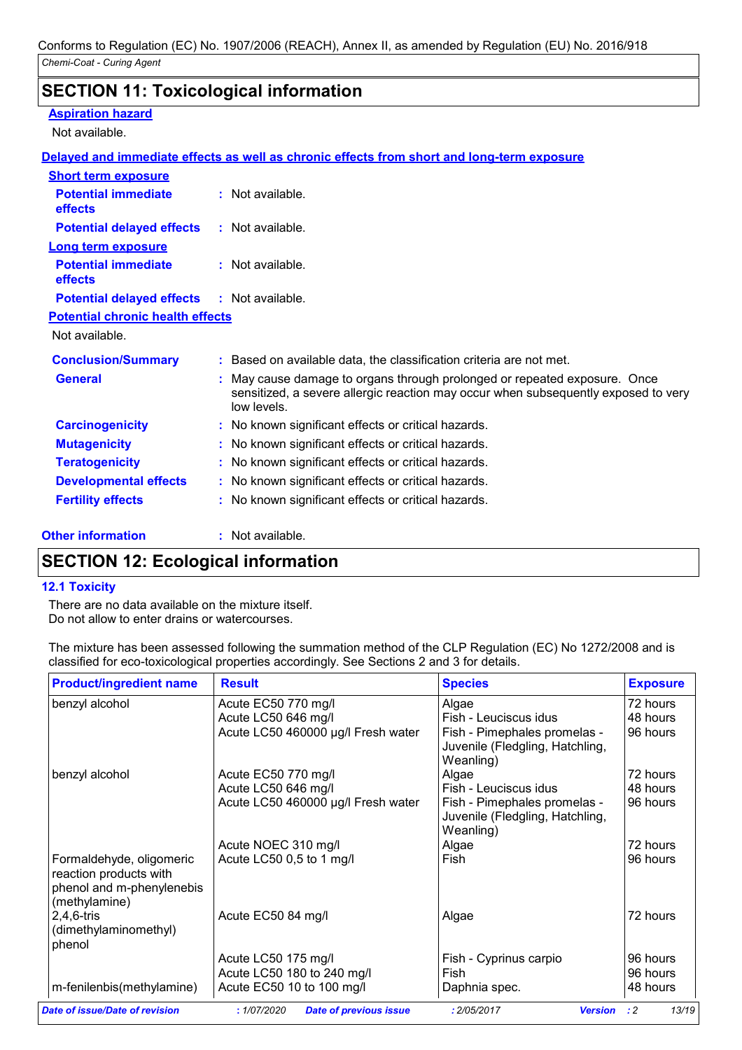Conforms to Regulation (EC) No. 1907/2006 (REACH), Annex II, as amended by Regulation (EU) No. 2016/918

*Chemi-Coat - Curing Agent*

## SECTION 11: Toxicological information

**Aspiration hazard**

Not available.

**Delayed and immediate effects as well as chronic effects from short and long-term exposure**

**Short term exposure**

**Potential immediate effects** : Not available.

**Potential delayed effects** : Not available.

**Long term exposure**

**Potential immediate effects** : Not available.

**Potential delayed effects** : Not available.

**Potential chronic health effects**

Not available.

**Conclusion/Summary** : Based on available data, the classification criteria are not met.

**General** : May cause damage to organs through prolonged or repeated exposure. Once sensitized, a severe allergic reaction may occur when subsequently exposed to very low levels.

**Carcinogenicity** : No known significant effects or critical hazards.

**Mutagenicity** : No known significant effects or critical hazards.

**Teratogenicity** : No known significant effects or critical hazards.

**Developmental effects** : No known significant effects or critical hazards.

**Fertility effects** : No known significant effects or critical hazards.

**Other information** : Not available.

## SECTION 12: Ecological information

### 12.1 Toxicity

There are no data available on the mixture itself.
Do not allow to enter drains or watercourses.

The mixture has been assessed following the summation method of the CLP Regulation (EC) No 1272/2008 and is classified for eco-toxicological properties accordingly. See Sections 2 and 3 for details.

| Product/ingredient name | Result | Species | Exposure |
|---|---|---|---|
| benzyl alcohol | Acute EC50 770 mg/l | Algae | 72 hours |
| | Acute LC50 646 mg/l | Fish - Leuciscus idus | 48 hours |
| | Acute LC50 460000 µg/l Fresh water | Fish - Pimephales promelas - Juvenile (Fledgling, Hatchling, Weanling) | 96 hours |
| benzyl alcohol | Acute EC50 770 mg/l | Algae | 72 hours |
| | Acute LC50 646 mg/l | Fish - Leuciscus idus | 48 hours |
| | Acute LC50 460000 µg/l Fresh water | Fish - Pimephales promelas - Juvenile (Fledgling, Hatchling, Weanling) | 96 hours |
| | Acute NOEC 310 mg/l | Algae | 72 hours |
| Formaldehyde, oligomeric reaction products with phenol and m-phenylenebis (methylamine) | Acute LC50 0,5 to 1 mg/l | Fish | 96 hours |
| 2,4,6-tris (dimethylaminomethyl) phenol | Acute EC50 84 mg/l | Algae | 72 hours |
| | Acute LC50 175 mg/l | Fish - Cyprinus carpio | 96 hours |
| | Acute LC50 180 to 240 mg/l | Fish | 96 hours |
| m-fenilenbis(methylamine) | Acute EC50 10 to 100 mg/l | Daphnia spec. | 48 hours |

*Date of issue/Date of revision* : 1/07/2020 *Date of previous issue* : 2/05/2017 *Version* : 2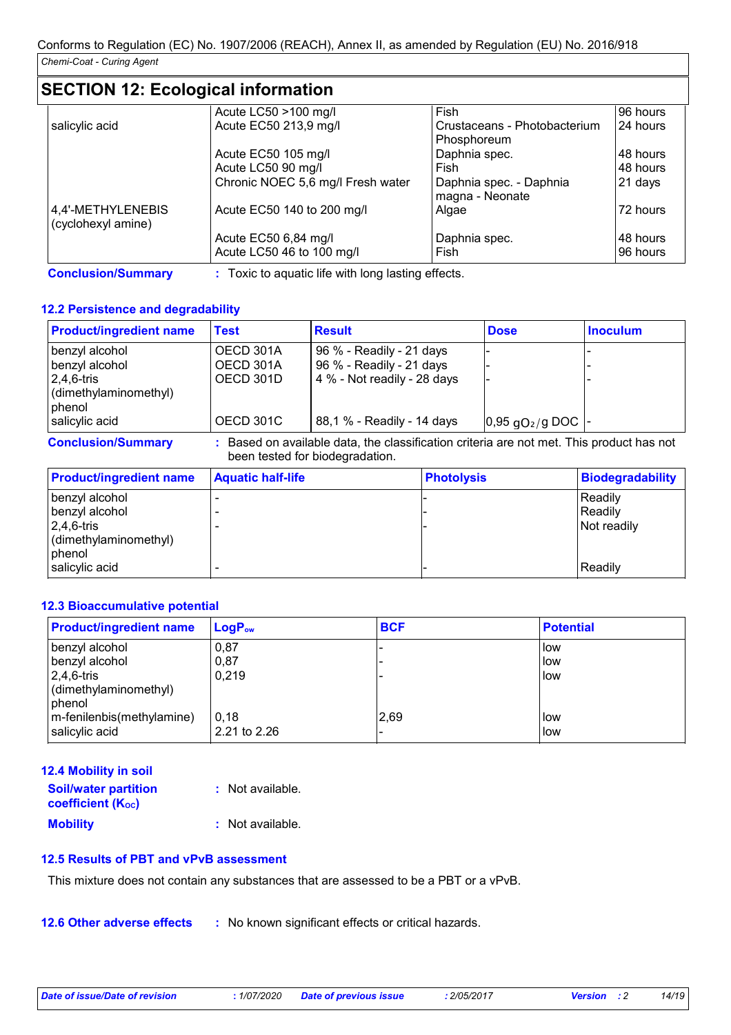## SECTION 12: Ecological information

| | | | |
|---|---|---|---|
| | Acute LC50 >100 mg/l | Fish | 96 hours |
| salicylic acid | Acute EC50 213,9 mg/l | Crustaceans - Photobacterium Phosphoreum | 24 hours |
| | Acute EC50 105 mg/l | Daphnia spec. | 48 hours |
| | Acute LC50 90 mg/l | Fish | 48 hours |
| | Chronic NOEC 5,6 mg/l Fresh water | Daphnia spec. - Daphnia magna - Neonate | 21 days |
| 4,4'-METHYLENEBIS (cyclohexyl amine) | Acute EC50 140 to 200 mg/l | Algae | 72 hours |
| | Acute EC50 6,84 mg/l | Daphnia spec. | 48 hours |
| | Acute LC50 46 to 100 mg/l | Fish | 96 hours |

**Conclusion/Summary** : Toxic to aquatic life with long lasting effects.

### 12.2 Persistence and degradability

| Product/ingredient name | Test | Result | Dose | Inoculum |
|---|---|---|---|---|
| benzyl alcohol | OECD 301A | 96 % - Readily - 21 days | - | - |
| benzyl alcohol | OECD 301A | 96 % - Readily - 21 days | - | - |
| 2,4,6-tris (dimethylaminomethyl) phenol | OECD 301D | 4 % - Not readily - 28 days | - | - |
| salicylic acid | OECD 301C | 88,1 % - Readily - 14 days | 0,95 $gO_2$/g DOC | - |

**Conclusion/Summary** : Based on available data, the classification criteria are not met. This product has not been tested for biodegradation.

| Product/ingredient name | Aquatic half-life | Photolysis | Biodegradability |
|---|---|---|---|
| benzyl alcohol | - | - | Readily |
| benzyl alcohol | - | - | Readily |
| 2,4,6-tris (dimethylaminomethyl) phenol | - | - | Not readily |
| salicylic acid | - | - | Readily |

### 12.3 Bioaccumulative potential

| Product/ingredient name | $LogP_{ow}$ | BCF | Potential |
|---|---|---|---|
| benzyl alcohol | 0,87 | - | low |
| benzyl alcohol | 0,87 | - | low |
| 2,4,6-tris (dimethylaminomethyl) phenol | 0,219 | - | low |
| m-fenilenbis(methylamine) | 0,18 | 2,69 | low |
| salicylic acid | 2.21 to 2.26 | - | low |

### 12.4 Mobility in soil

**Soil/water partition coefficient ($K_{OC}$)** : Not available.

**Mobility** : Not available.

### 12.5 Results of PBT and vPvB assessment

This mixture does not contain any substances that are assessed to be a PBT or a vPvB.

### 12.6 Other adverse effects

: No known significant effects or critical hazards.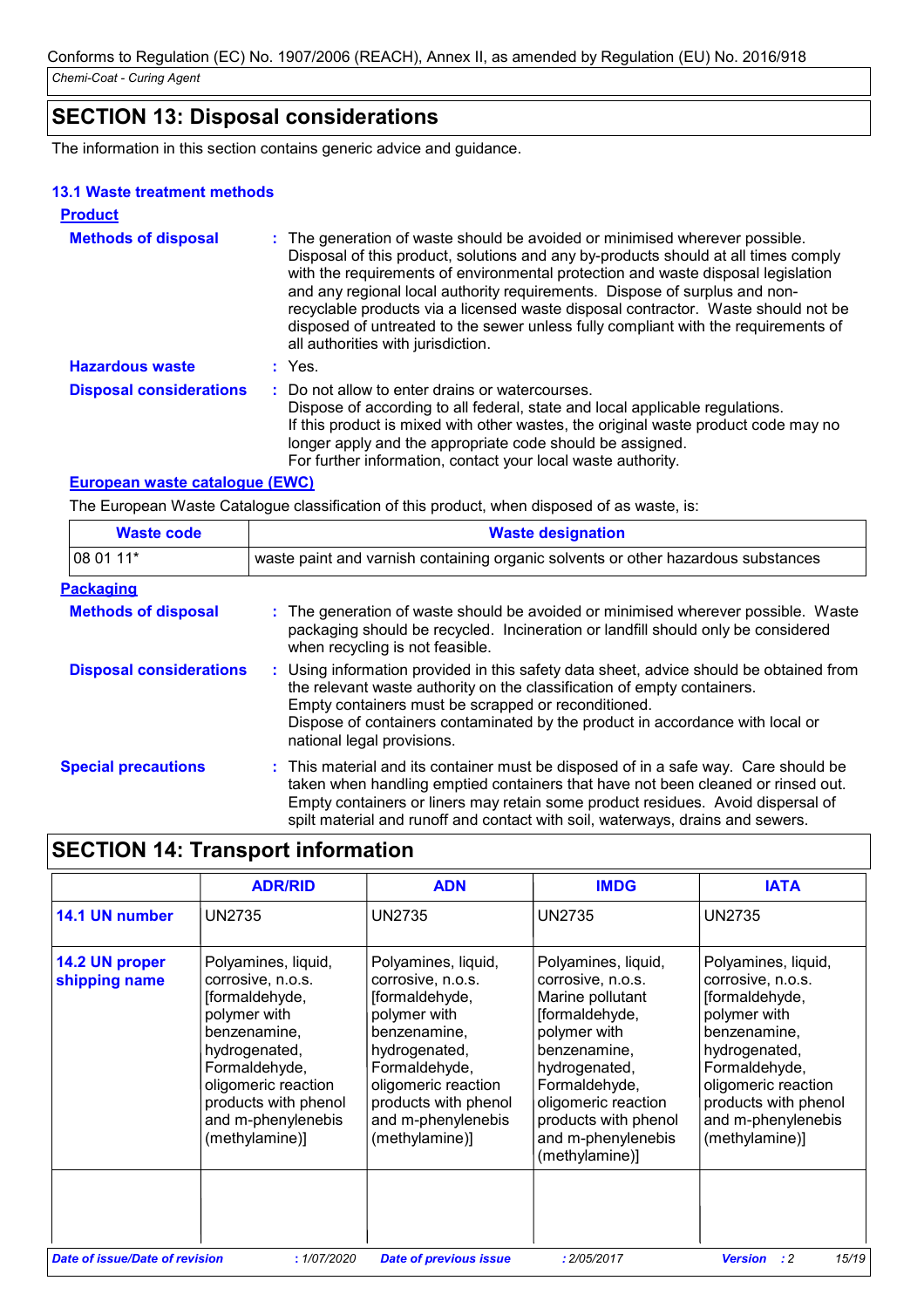## SECTION 13: Disposal considerations

The information in this section contains generic advice and guidance.

### 13.1 Waste treatment methods

**Product**

**Methods of disposal** : The generation of waste should be avoided or minimised wherever possible. Disposal of this product, solutions and any by-products should at all times comply with the requirements of environmental protection and waste disposal legislation and any regional local authority requirements. Dispose of surplus and non-recyclable products via a licensed waste disposal contractor. Waste should not be disposed of untreated to the sewer unless fully compliant with the requirements of all authorities with jurisdiction.

**Hazardous waste** : Yes.

**Disposal considerations** : Do not allow to enter drains or watercourses.
Dispose of according to all federal, state and local applicable regulations.
If this product is mixed with other wastes, the original waste product code may no longer apply and the appropriate code should be assigned.
For further information, contact your local waste authority.

**European waste catalogue (EWC)**

The European Waste Catalogue classification of this product, when disposed of as waste, is:

| Waste code | Waste designation |
|---|---|
| 08 01 11* | waste paint and varnish containing organic solvents or other hazardous substances |

**Packaging**

**Methods of disposal** : The generation of waste should be avoided or minimised wherever possible. Waste packaging should be recycled. Incineration or landfill should only be considered when recycling is not feasible.

**Disposal considerations** : Using information provided in this safety data sheet, advice should be obtained from the relevant waste authority on the classification of empty containers.
Empty containers must be scrapped or reconditioned.
Dispose of containers contaminated by the product in accordance with local or national legal provisions.

**Special precautions** : This material and its container must be disposed of in a safe way. Care should be taken when handling emptied containers that have not been cleaned or rinsed out. Empty containers or liners may retain some product residues. Avoid dispersal of spilt material and runoff and contact with soil, waterways, drains and sewers.

## SECTION 14: Transport information

| | ADR/RID | ADN | IMDG | IATA |
|---|---|---|---|---|
| 14.1 UN number | UN2735 | UN2735 | UN2735 | UN2735 |
| 14.2 UN proper shipping name | Polyamines, liquid, corrosive, n.o.s. [formaldehyde, polymer with benzenamine, hydrogenated, Formaldehyde, oligomeric reaction products with phenol and m-phenylenebis (methylamine)] | Polyamines, liquid, corrosive, n.o.s. [formaldehyde, polymer with benzenamine, hydrogenated, Formaldehyde, oligomeric reaction products with phenol and m-phenylenebis (methylamine)] | Polyamines, liquid, corrosive, n.o.s. Marine pollutant [formaldehyde, polymer with benzenamine, hydrogenated, Formaldehyde, oligomeric reaction products with phenol and m-phenylenebis (methylamine)] | Polyamines, liquid, corrosive, n.o.s. [formaldehyde, polymer with benzenamine, hydrogenated, Formaldehyde, oligomeric reaction products with phenol and m-phenylenebis (methylamine)] |
| | | | | |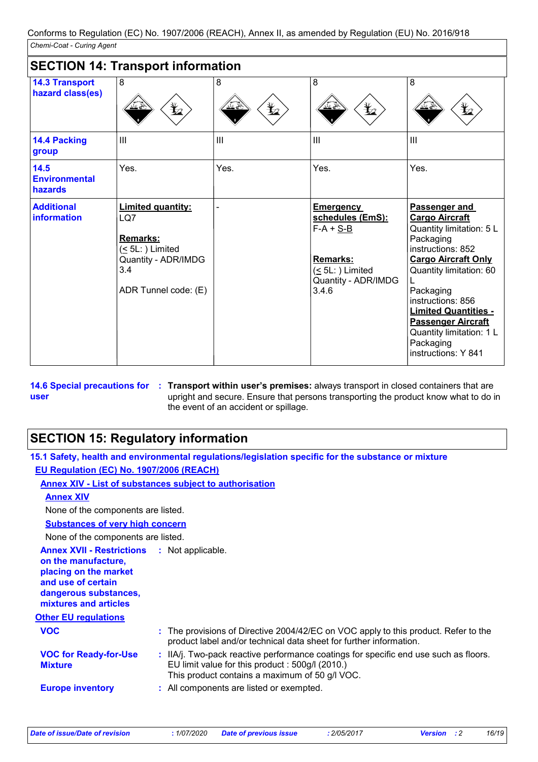Conforms to Regulation (EC) No. 1907/2006 (REACH), Annex II, as amended by Regulation (EU) No. 2016/918

*Chemi-Coat - Curing Agent*

## SECTION 14: Transport information

| | | | | |
|---|---|---|---|---|
| **14.3 Transport hazard class(es)** | 8 | 8 | 8 | 8 |
| **14.4 Packing group** | III | III | III | III |
| **14.5 Environmental hazards** | Yes. | Yes. | Yes. | Yes. |
| **Additional information** | **Limited quantity:** LQ7<br><br>**Remarks:** (≤ 5L: ) Limited Quantity - ADR/IMDG 3.4<br><br>ADR Tunnel code: (E) | - | **Emergency schedules (EmS):** F-A + S-B<br><br>**Remarks:** (≤ 5L: ) Limited Quantity - ADR/IMDG 3.4.6 | **Passenger and Cargo Aircraft** Quantity limitation: 5 L Packaging instructions: 852<br>**Cargo Aircraft Only** Quantity limitation: 60 L Packaging instructions: 856<br>**Limited Quantities - Passenger Aircraft** Quantity limitation: 1 L Packaging instructions: Y 841 |

**14.6 Special precautions for user** : **Transport within user's premises:** always transport in closed containers that are upright and secure. Ensure that persons transporting the product know what to do in the event of an accident or spillage.

## SECTION 15: Regulatory information

**15.1 Safety, health and environmental regulations/legislation specific for the substance or mixture**

**EU Regulation (EC) No. 1907/2006 (REACH)**

**Annex XIV - List of substances subject to authorisation**

**Annex XIV**

None of the components are listed.

**Substances of very high concern**

None of the components are listed.

**Annex XVII - Restrictions on the manufacture, placing on the market and use of certain dangerous substances, mixtures and articles** : Not applicable.

**Other EU regulations**

**VOC** : The provisions of Directive 2004/42/EC on VOC apply to this product. Refer to the product label and/or technical data sheet for further information.

**VOC for Ready-for-Use Mixture** : IIA/j. Two-pack reactive performance coatings for specific end use such as floors. EU limit value for this product : 500g/l (2010.)
This product contains a maximum of 50 g/l VOC.

**Europe inventory** : All components are listed or exempted.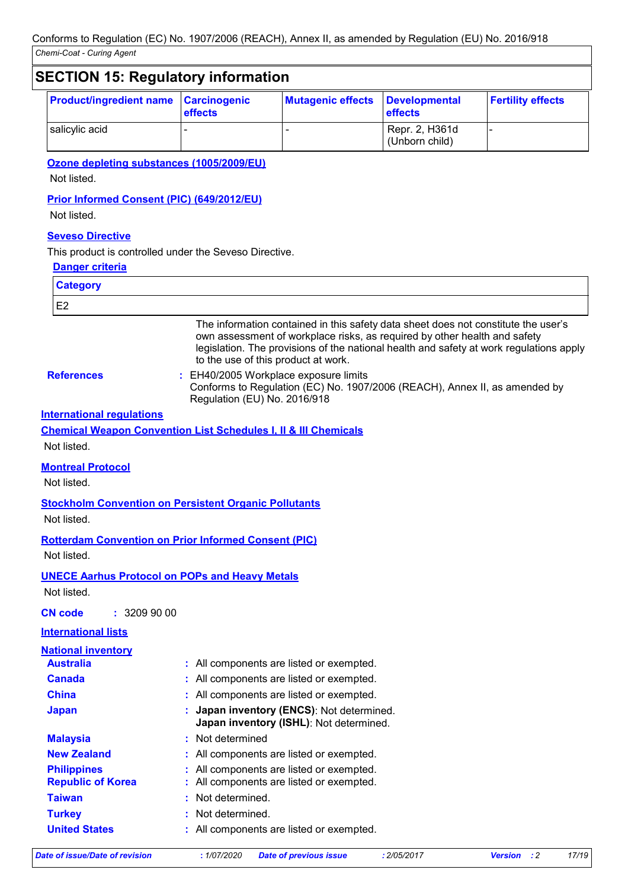## SECTION 15: Regulatory information

| Product/ingredient name | Carcinogenic effects | Mutagenic effects | Developmental effects | Fertility effects |
|---|---|---|---|---|
| salicylic acid | - | - | Repr. 2, H361d (Unborn child) | - |

**Ozone depleting substances (1005/2009/EU)**

Not listed.

**Prior Informed Consent (PIC) (649/2012/EU)**

Not listed.

**Seveso Directive**

This product is controlled under the Seveso Directive.

**Danger criteria**

| Category |
|---|
| E2 |

The information contained in this safety data sheet does not constitute the user's own assessment of workplace risks, as required by other health and safety legislation. The provisions of the national health and safety at work regulations apply to the use of this product at work.

**References** : EH40/2005 Workplace exposure limits
Conforms to Regulation (EC) No. 1907/2006 (REACH), Annex II, as amended by Regulation (EU) No. 2016/918

**International regulations**

**Chemical Weapon Convention List Schedules I, II & III Chemicals**

Not listed.

**Montreal Protocol**

Not listed.

**Stockholm Convention on Persistent Organic Pollutants**

Not listed.

**Rotterdam Convention on Prior Informed Consent (PIC)**

Not listed.

**UNECE Aarhus Protocol on POPs and Heavy Metals**

Not listed.

**CN code** : 3209 90 00

**International lists**

**National inventory**

**Australia** : All components are listed or exempted.
**Canada** : All components are listed or exempted.
**China** : All components are listed or exempted.
**Japan** : **Japan inventory (ENCS)**: Not determined.
**Japan inventory (ISHL)**: Not determined.
**Malaysia** : Not determined
**New Zealand** : All components are listed or exempted.
**Philippines** : All components are listed or exempted.
**Republic of Korea** : All components are listed or exempted.
**Taiwan** : Not determined.
**Turkey** : Not determined.
**United States** : All components are listed or exempted.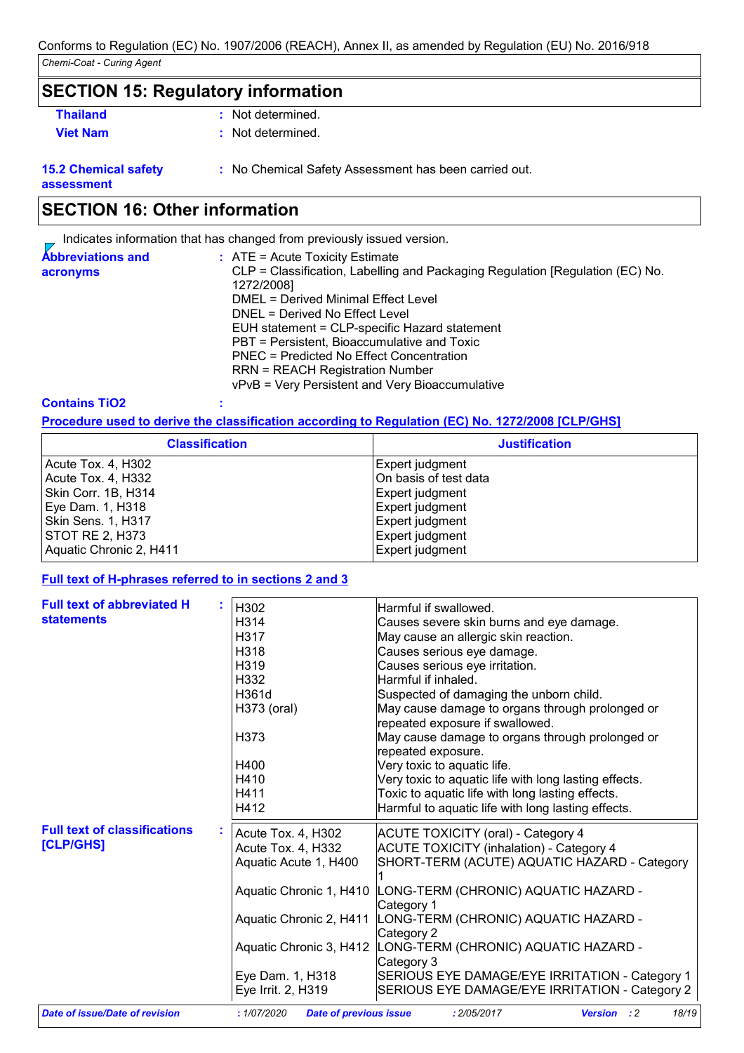## SECTION 15: Regulatory information

**Thailand** : Not determined.

**Viet Nam** : Not determined.

**15.2 Chemical safety assessment** : No Chemical Safety Assessment has been carried out.

## SECTION 16: Other information

Indicates information that has changed from previously issued version.

**Abbreviations and acronyms** :
ATE = Acute Toxicity Estimate
CLP = Classification, Labelling and Packaging Regulation [Regulation (EC) No. 1272/2008]
DMEL = Derived Minimal Effect Level
DNEL = Derived No Effect Level
EUH statement = CLP-specific Hazard statement
PBT = Persistent, Bioaccumulative and Toxic
PNEC = Predicted No Effect Concentration
RRN = REACH Registration Number
vPvB = Very Persistent and Very Bioaccumulative

**Contains TiO2** :

**Procedure used to derive the classification according to Regulation (EC) No. 1272/2008 [CLP/GHS]**

| Classification | Justification |
|---|---|
| Acute Tox. 4, H302 | Expert judgment |
| Acute Tox. 4, H332 | On basis of test data |
| Skin Corr. 1B, H314 | Expert judgment |
| Eye Dam. 1, H318 | Expert judgment |
| Skin Sens. 1, H317 | Expert judgment |
| STOT RE 2, H373 | Expert judgment |
| Aquatic Chronic 2, H411 | Expert judgment |

**Full text of H-phrases referred to in sections 2 and 3**

**Full text of abbreviated H statements** :

| | |
|---|---|
| H302 | Harmful if swallowed. |
| H314 | Causes severe skin burns and eye damage. |
| H317 | May cause an allergic skin reaction. |
| H318 | Causes serious eye damage. |
| H319 | Causes serious eye irritation. |
| H332 | Harmful if inhaled. |
| H361d | Suspected of damaging the unborn child. |
| H373 (oral) | May cause damage to organs through prolonged or repeated exposure if swallowed. |
| H373 | May cause damage to organs through prolonged or repeated exposure. |
| H400 | Very toxic to aquatic life. |
| H410 | Very toxic to aquatic life with long lasting effects. |
| H411 | Toxic to aquatic life with long lasting effects. |
| H412 | Harmful to aquatic life with long lasting effects. |

**Full text of classifications [CLP/GHS]** :

| | |
|---|---|
| Acute Tox. 4, H302 | ACUTE TOXICITY (oral) - Category 4 |
| Acute Tox. 4, H332 | ACUTE TOXICITY (inhalation) - Category 4 |
| Aquatic Acute 1, H400 | SHORT-TERM (ACUTE) AQUATIC HAZARD - Category 1 |
| Aquatic Chronic 1, H410 | LONG-TERM (CHRONIC) AQUATIC HAZARD - Category 1 |
| Aquatic Chronic 2, H411 | LONG-TERM (CHRONIC) AQUATIC HAZARD - Category 2 |
| Aquatic Chronic 3, H412 | LONG-TERM (CHRONIC) AQUATIC HAZARD - Category 3 |
| Eye Dam. 1, H318 | SERIOUS EYE DAMAGE/EYE IRRITATION - Category 1 |
| Eye Irrit. 2, H319 | SERIOUS EYE DAMAGE/EYE IRRITATION - Category 2 |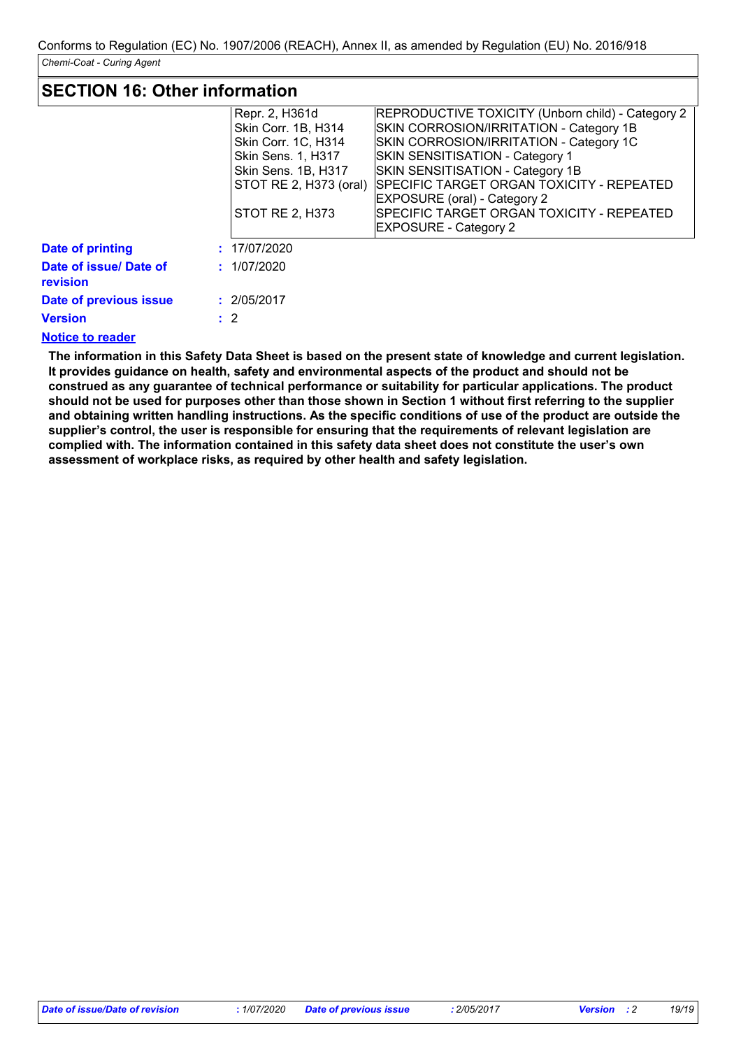## SECTION 16: Other information

| | |
|---|---|
| Repr. 2, H361d | REPRODUCTIVE TOXICITY (Unborn child) - Category 2 |
| Skin Corr. 1B, H314 | SKIN CORROSION/IRRITATION - Category 1B |
| Skin Corr. 1C, H314 | SKIN CORROSION/IRRITATION - Category 1C |
| Skin Sens. 1, H317 | SKIN SENSITISATION - Category 1 |
| Skin Sens. 1B, H317 | SKIN SENSITISATION - Category 1B |
| STOT RE 2, H373 (oral) | SPECIFIC TARGET ORGAN TOXICITY - REPEATED EXPOSURE (oral) - Category 2 |
| STOT RE 2, H373 | SPECIFIC TARGET ORGAN TOXICITY - REPEATED EXPOSURE - Category 2 |

**Date of printing** : 17/07/2020

**Date of issue/ Date of revision** : 1/07/2020

**Date of previous issue** : 2/05/2017

**Version** : 2

**Notice to reader**

**The information in this Safety Data Sheet is based on the present state of knowledge and current legislation. It provides guidance on health, safety and environmental aspects of the product and should not be construed as any guarantee of technical performance or suitability for particular applications. The product should not be used for purposes other than those shown in Section 1 without first referring to the supplier and obtaining written handling instructions. As the specific conditions of use of the product are outside the supplier's control, the user is responsible for ensuring that the requirements of relevant legislation are complied with. The information contained in this safety data sheet does not constitute the user's own assessment of workplace risks, as required by other health and safety legislation.**